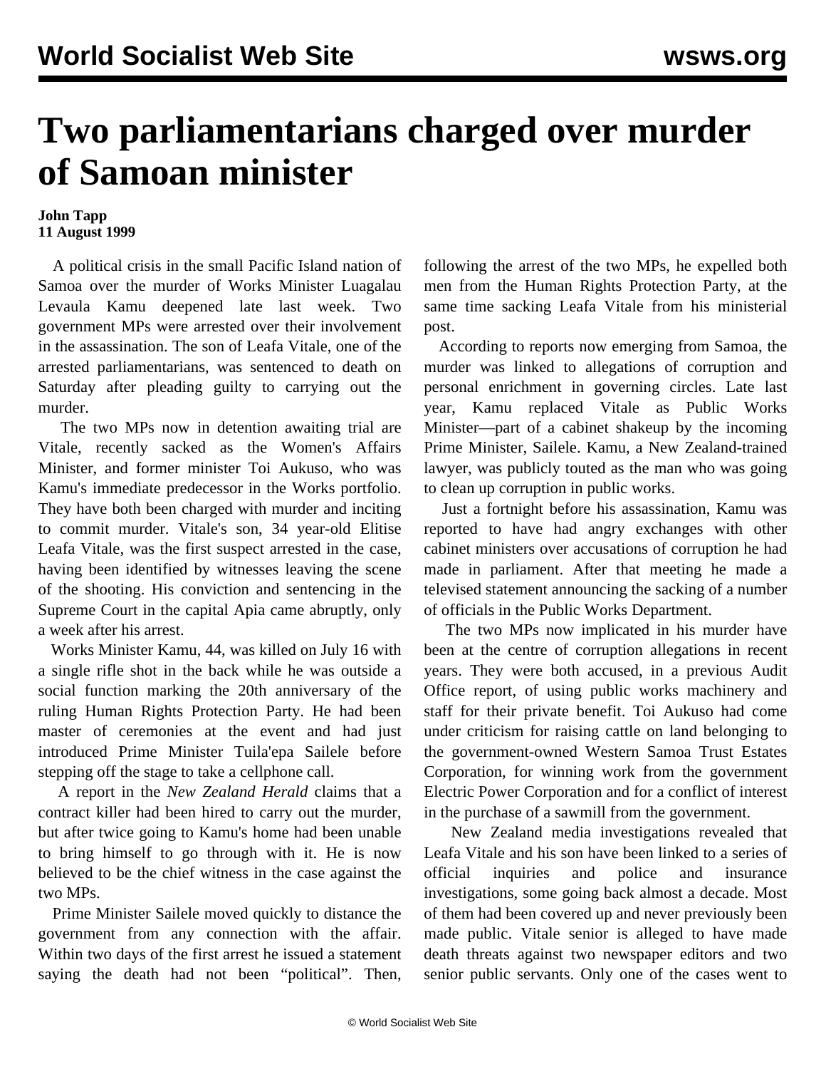# Two parliamentarians charged over murder of Samoan minister

**John Tapp**
**11 August 1999**

A political crisis in the small Pacific Island nation of Samoa over the murder of Works Minister Luagalau Levaula Kamu deepened late last week. Two government MPs were arrested over their involvement in the assassination. The son of Leafa Vitale, one of the arrested parliamentarians, was sentenced to death on Saturday after pleading guilty to carrying out the murder.

The two MPs now in detention awaiting trial are Vitale, recently sacked as the Women's Affairs Minister, and former minister Toi Aukuso, who was Kamu's immediate predecessor in the Works portfolio. They have both been charged with murder and inciting to commit murder. Vitale's son, 34 year-old Elitise Leafa Vitale, was the first suspect arrested in the case, having been identified by witnesses leaving the scene of the shooting. His conviction and sentencing in the Supreme Court in the capital Apia came abruptly, only a week after his arrest.

Works Minister Kamu, 44, was killed on July 16 with a single rifle shot in the back while he was outside a social function marking the 20th anniversary of the ruling Human Rights Protection Party. He had been master of ceremonies at the event and had just introduced Prime Minister Tuila'epa Sailele before stepping off the stage to take a cellphone call.

A report in the *New Zealand Herald* claims that a contract killer had been hired to carry out the murder, but after twice going to Kamu's home had been unable to bring himself to go through with it. He is now believed to be the chief witness in the case against the two MPs.

Prime Minister Sailele moved quickly to distance the government from any connection with the affair. Within two days of the first arrest he issued a statement saying the death had not been "political". Then, following the arrest of the two MPs, he expelled both men from the Human Rights Protection Party, at the same time sacking Leafa Vitale from his ministerial post.

According to reports now emerging from Samoa, the murder was linked to allegations of corruption and personal enrichment in governing circles. Late last year, Kamu replaced Vitale as Public Works Minister—part of a cabinet shakeup by the incoming Prime Minister, Sailele. Kamu, a New Zealand-trained lawyer, was publicly touted as the man who was going to clean up corruption in public works.

Just a fortnight before his assassination, Kamu was reported to have had angry exchanges with other cabinet ministers over accusations of corruption he had made in parliament. After that meeting he made a televised statement announcing the sacking of a number of officials in the Public Works Department.

The two MPs now implicated in his murder have been at the centre of corruption allegations in recent years. They were both accused, in a previous Audit Office report, of using public works machinery and staff for their private benefit. Toi Aukuso had come under criticism for raising cattle on land belonging to the government-owned Western Samoa Trust Estates Corporation, for winning work from the government Electric Power Corporation and for a conflict of interest in the purchase of a sawmill from the government.

New Zealand media investigations revealed that Leafa Vitale and his son have been linked to a series of official inquiries and police and insurance investigations, some going back almost a decade. Most of them had been covered up and never previously been made public. Vitale senior is alleged to have made death threats against two newspaper editors and two senior public servants. Only one of the cases went to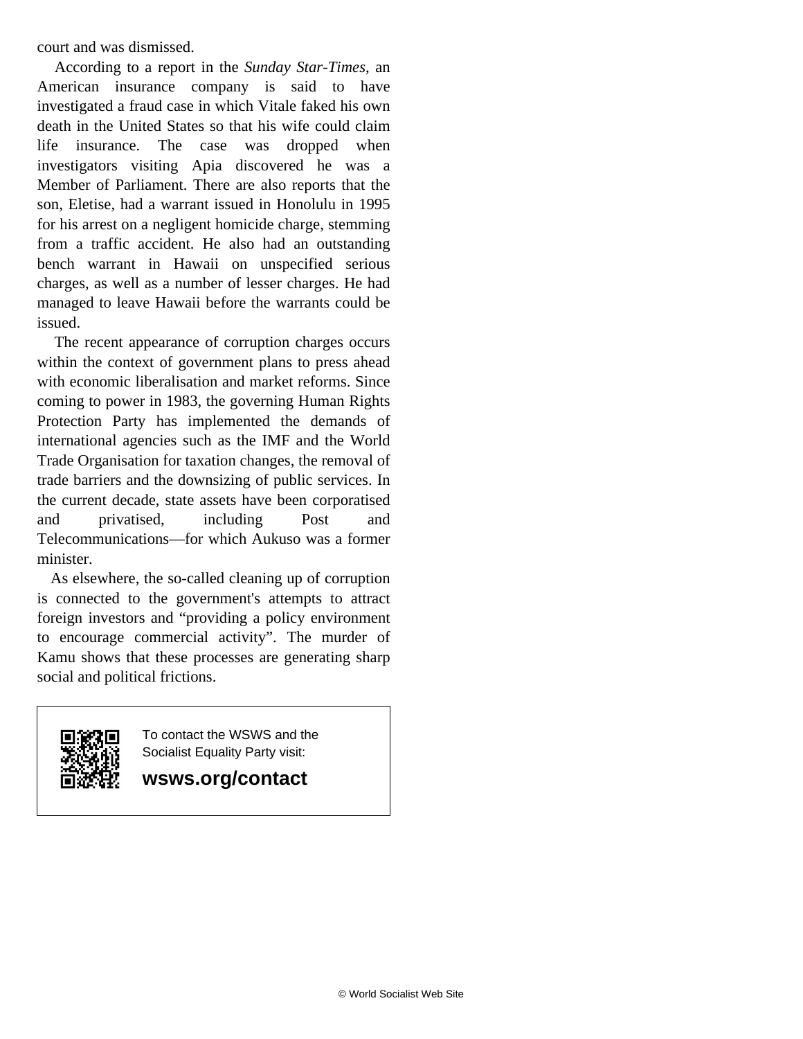court and was dismissed.

According to a report in the *Sunday Star-Times*, an American insurance company is said to have investigated a fraud case in which Vitale faked his own death in the United States so that his wife could claim life insurance. The case was dropped when investigators visiting Apia discovered he was a Member of Parliament. There are also reports that the son, Eletise, had a warrant issued in Honolulu in 1995 for his arrest on a negligent homicide charge, stemming from a traffic accident. He also had an outstanding bench warrant in Hawaii on unspecified serious charges, as well as a number of lesser charges. He had managed to leave Hawaii before the warrants could be issued.

The recent appearance of corruption charges occurs within the context of government plans to press ahead with economic liberalisation and market reforms. Since coming to power in 1983, the governing Human Rights Protection Party has implemented the demands of international agencies such as the IMF and the World Trade Organisation for taxation changes, the removal of trade barriers and the downsizing of public services. In the current decade, state assets have been corporatised and privatised, including Post and Telecommunications—for which Aukuso was a former minister.

As elsewhere, the so-called cleaning up of corruption is connected to the government's attempts to attract foreign investors and "providing a policy environment to encourage commercial activity". The murder of Kamu shows that these processes are generating sharp social and political frictions.

To contact the WSWS and the Socialist Equality Party visit:

**wsws.org/contact**